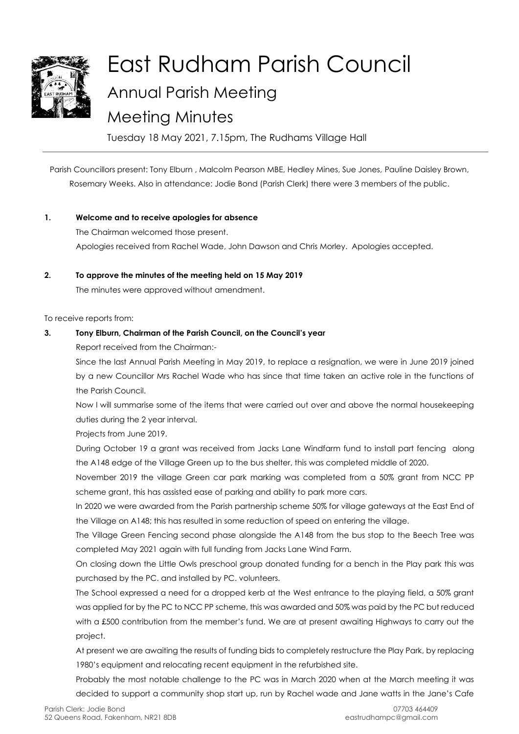# East Rudham Parish Council

## Annual Parish Meeting

## Meeting Minutes

Tuesday 18 May 2021, 7.15pm, The Rudhams Village Hall

---

Parish Councillors present: Tony Elburn , Malcolm Pearson MBE, Hedley Mines, Sue Jones, Pauline Daisley Brown, Rosemary Weeks. Also in attendance: Jodie Bond (Parish Clerk) there were 3 members of the public.

**1. Welcome and to receive apologies for absence**

The Chairman welcomed those present.

Apologies received from Rachel Wade, John Dawson and Chris Morley. Apologies accepted.

**2. To approve the minutes of the meeting held on 15 May 2019**

The minutes were approved without amendment.

To receive reports from:

**3. Tony Elburn, Chairman of the Parish Council, on the Council's year**

Report received from the Chairman:-

Since the last Annual Parish Meeting in May 2019, to replace a resignation, we were in June 2019 joined by a new Councillor Mrs Rachel Wade who has since that time taken an active role in the functions of the Parish Council.

Now I will summarise some of the items that were carried out over and above the normal housekeeping duties during the 2 year interval.

Projects from June 2019.

During October 19 a grant was received from Jacks Lane Windfarm fund to install part fencing along the A148 edge of the Village Green up to the bus shelter, this was completed middle of 2020.

November 2019 the village Green car park marking was completed from a 50% grant from NCC PP scheme grant, this has assisted ease of parking and ability to park more cars.

In 2020 we were awarded from the Parish partnership scheme 50% for village gateways at the East End of the Village on A148; this has resulted in some reduction of speed on entering the village.

The Village Green Fencing second phase alongside the A148 from the bus stop to the Beech Tree was completed May 2021 again with full funding from Jacks Lane Wind Farm.

On closing down the Little Owls preschool group donated funding for a bench in the Play park this was purchased by the PC. and installed by PC. volunteers.

The School expressed a need for a dropped kerb at the West entrance to the playing field, a 50% grant was applied for by the PC to NCC PP scheme, this was awarded and 50% was paid by the PC but reduced with a £500 contribution from the member's fund. We are at present awaiting Highways to carry out the project.

At present we are awaiting the results of funding bids to completely restructure the Play Park, by replacing 1980's equipment and relocating recent equipment in the refurbished site.

Probably the most notable challenge to the PC was in March 2020 when at the March meeting it was decided to support a community shop start up, run by Rachel wade and Jane watts in the Jane's Cafe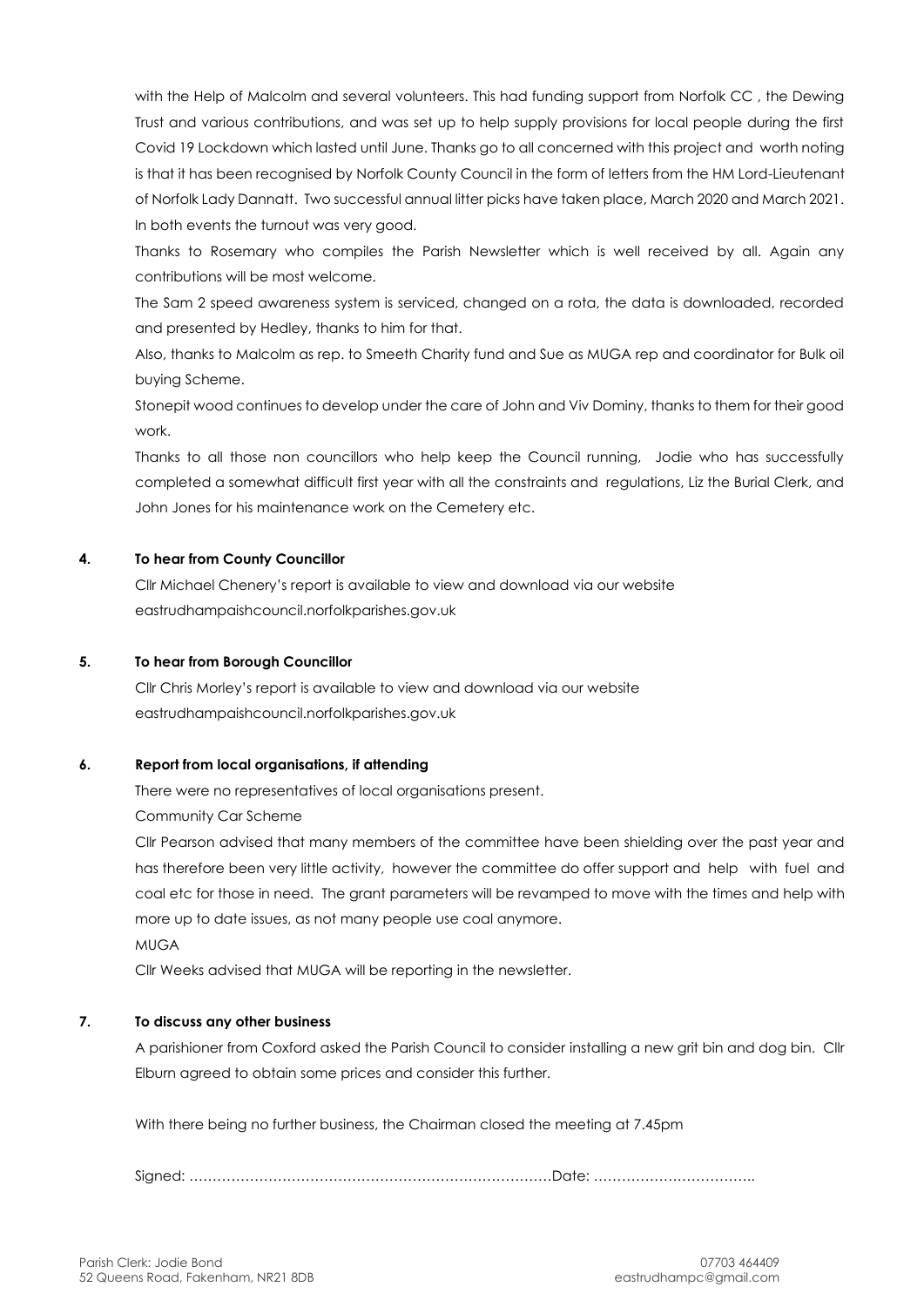with the Help of Malcolm and several volunteers. This had funding support from Norfolk CC , the Dewing Trust and various contributions, and was set up to help supply provisions for local people during the first Covid 19 Lockdown which lasted until June. Thanks go to all concerned with this project and worth noting is that it has been recognised by Norfolk County Council in the form of letters from the HM Lord-Lieutenant of Norfolk Lady Dannatt. Two successful annual litter picks have taken place, March 2020 and March 2021. In both events the turnout was very good.

Thanks to Rosemary who compiles the Parish Newsletter which is well received by all. Again any contributions will be most welcome.

The Sam 2 speed awareness system is serviced, changed on a rota, the data is downloaded, recorded and presented by Hedley, thanks to him for that.

Also, thanks to Malcolm as rep. to Smeeth Charity fund and Sue as MUGA rep and coordinator for Bulk oil buying Scheme.

Stonepit wood continues to develop under the care of John and Viv Dominy, thanks to them for their good work.

Thanks to all those non councillors who help keep the Council running, Jodie who has successfully completed a somewhat difficult first year with all the constraints and regulations, Liz the Burial Clerk, and John Jones for his maintenance work on the Cemetery etc.

**4. To hear from County Councillor**

Cllr Michael Chenery's report is available to view and download via our website eastrudhampaishcouncil.norfolkparishes.gov.uk

**5. To hear from Borough Councillor**

Cllr Chris Morley's report is available to view and download via our website eastrudhampaishcouncil.norfolkparishes.gov.uk

**6. Report from local organisations, if attending**

There were no representatives of local organisations present.

Community Car Scheme

Cllr Pearson advised that many members of the committee have been shielding over the past year and has therefore been very little activity, however the committee do offer support and help with fuel and coal etc for those in need. The grant parameters will be revamped to move with the times and help with more up to date issues, as not many people use coal anymore.

MUGA

Cllr Weeks advised that MUGA will be reporting in the newsletter.

**7. To discuss any other business**

A parishioner from Coxford asked the Parish Council to consider installing a new grit bin and dog bin. Cllr Elburn agreed to obtain some prices and consider this further.

With there being no further business, the Chairman closed the meeting at 7.45pm

Signed: ……………………………………………………………………Date: ……………………………..

Parish Clerk: Jodie Bond
52 Queens Road, Fakenham, NR21 8DB

07703 464409
eastrudhampc@gmail.com